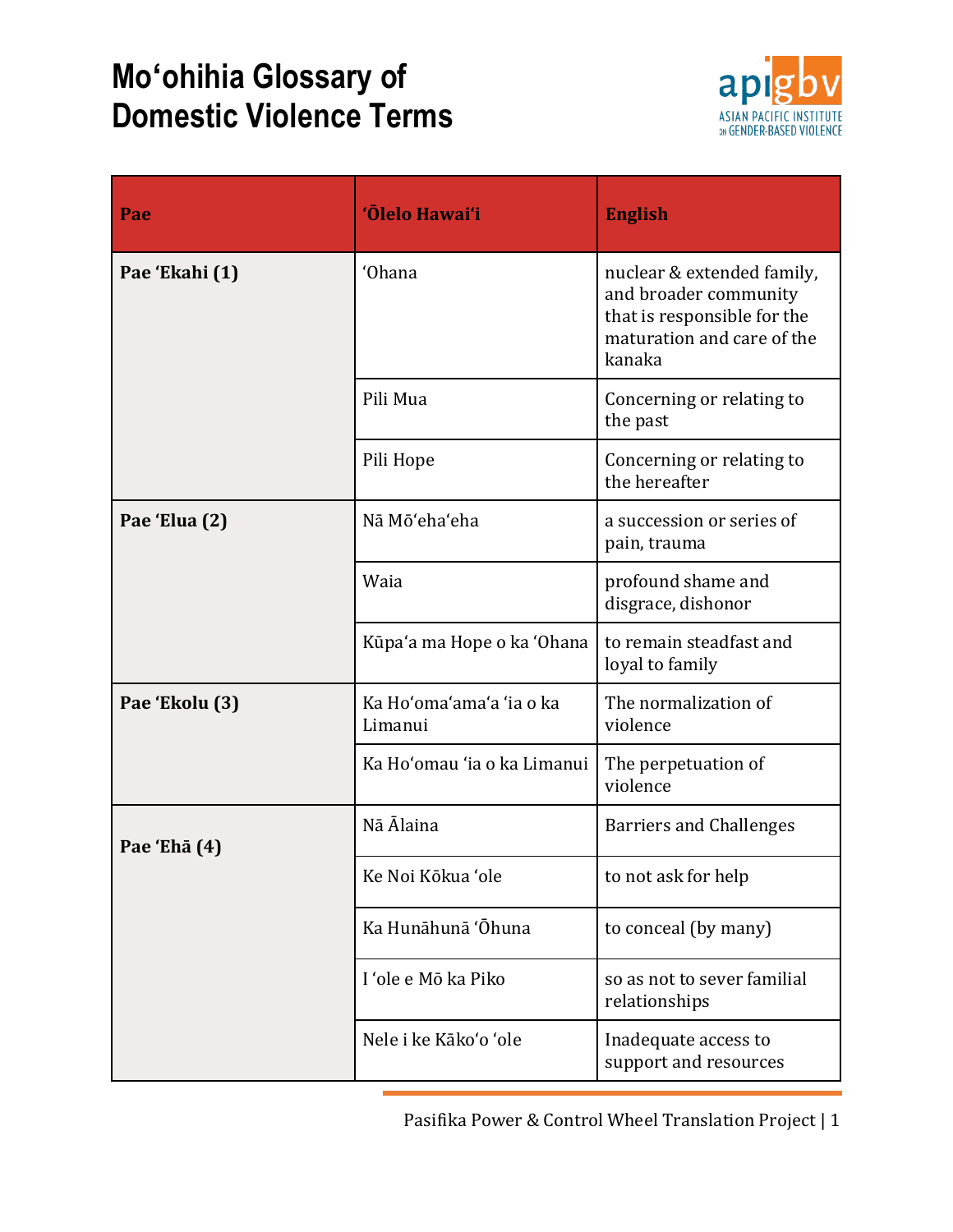# Moʻohihia Glossary of Domestic Violence Terms

apigbv ASIAN PACIFIC INSTITUTE ON GENDER-BASED VIOLENCE

| Pae | ʻŌlelo Hawaiʻi | English |
|---|---|---|
| **Pae ʻEkahi (1)** | ʻOhana | nuclear & extended family, and broader community that is responsible for the maturation and care of the kanaka |
| | Pili Mua | Concerning or relating to the past |
| | Pili Hope | Concerning or relating to the hereafter |
| **Pae ʻElua (2)** | Nā Mōʻehaʻeha | a succession or series of pain, trauma |
| | Waia | profound shame and disgrace, dishonor |
| | Kūpaʻa ma Hope o ka ʻOhana | to remain steadfast and loyal to family |
| **Pae ʻEkolu (3)** | Ka Hoʻomaʻamaʻa ʻia o ka Limanui | The normalization of violence |
| | Ka Hoʻomau ʻia o ka Limanui | The perpetuation of violence |
| **Pae ʻEhā (4)** | Nā Ālaina | Barriers and Challenges |
| | Ke Noi Kōkua ʻole | to not ask for help |
| | Ka Hunāhunā ʻŌhuna | to conceal (by many) |
| | I ʻole e Mō ka Piko | so as not to sever familial relationships |
| | Nele i ke Kākoʻo ʻole | Inadequate access to support and resources |

Pasifika Power & Control Wheel Translation Project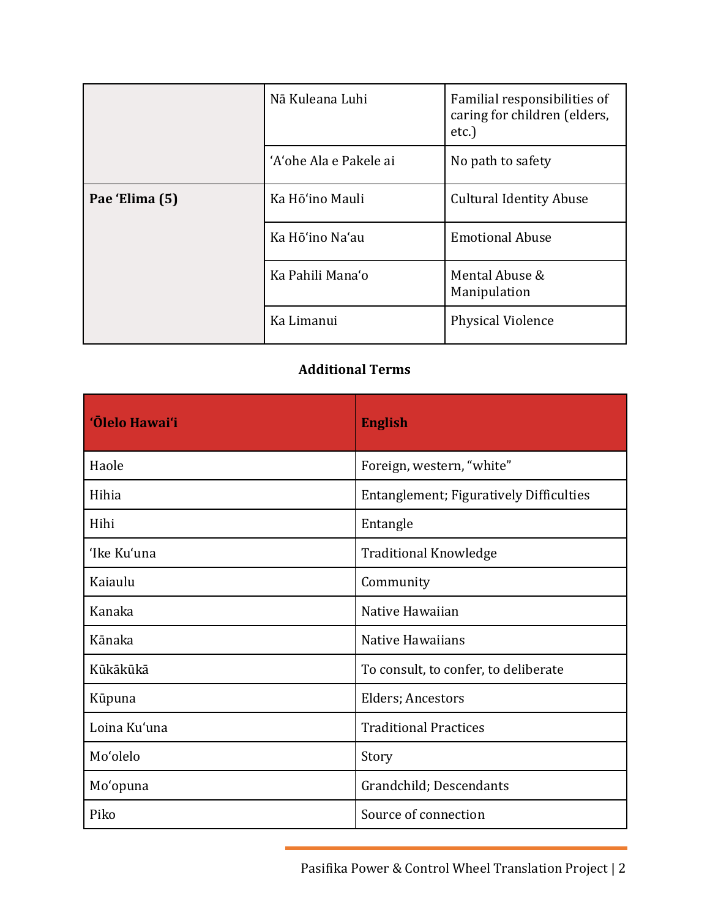| | | |
|---|---|---|
| | Nā Kuleana Luhi | Familial responsibilities of caring for children (elders, etc.) |
| | ʻAʻohe Ala e Pakele ai | No path to safety |
| **Pae ʻElima (5)** | Ka Hōʻino Mauli | Cultural Identity Abuse |
| | Ka Hōʻino Naʻau | Emotional Abuse |
| | Ka Pahili Manaʻo | Mental Abuse & Manipulation |
| | Ka Limanui | Physical Violence |

### Additional Terms

| ʻŌlelo Hawaiʻi | English |
|---|---|
| Haole | Foreign, western, "white" |
| Hihia | Entanglement; Figuratively Difficulties |
| Hihi | Entangle |
| ʻIke Kuʻuna | Traditional Knowledge |
| Kaiaulu | Community |
| Kanaka | Native Hawaiian |
| Kānaka | Native Hawaiians |
| Kūkākūkā | To consult, to confer, to deliberate |
| Kūpuna | Elders; Ancestors |
| Loina Kuʻuna | Traditional Practices |
| Moʻolelo | Story |
| Moʻopuna | Grandchild; Descendants |
| Piko | Source of connection |